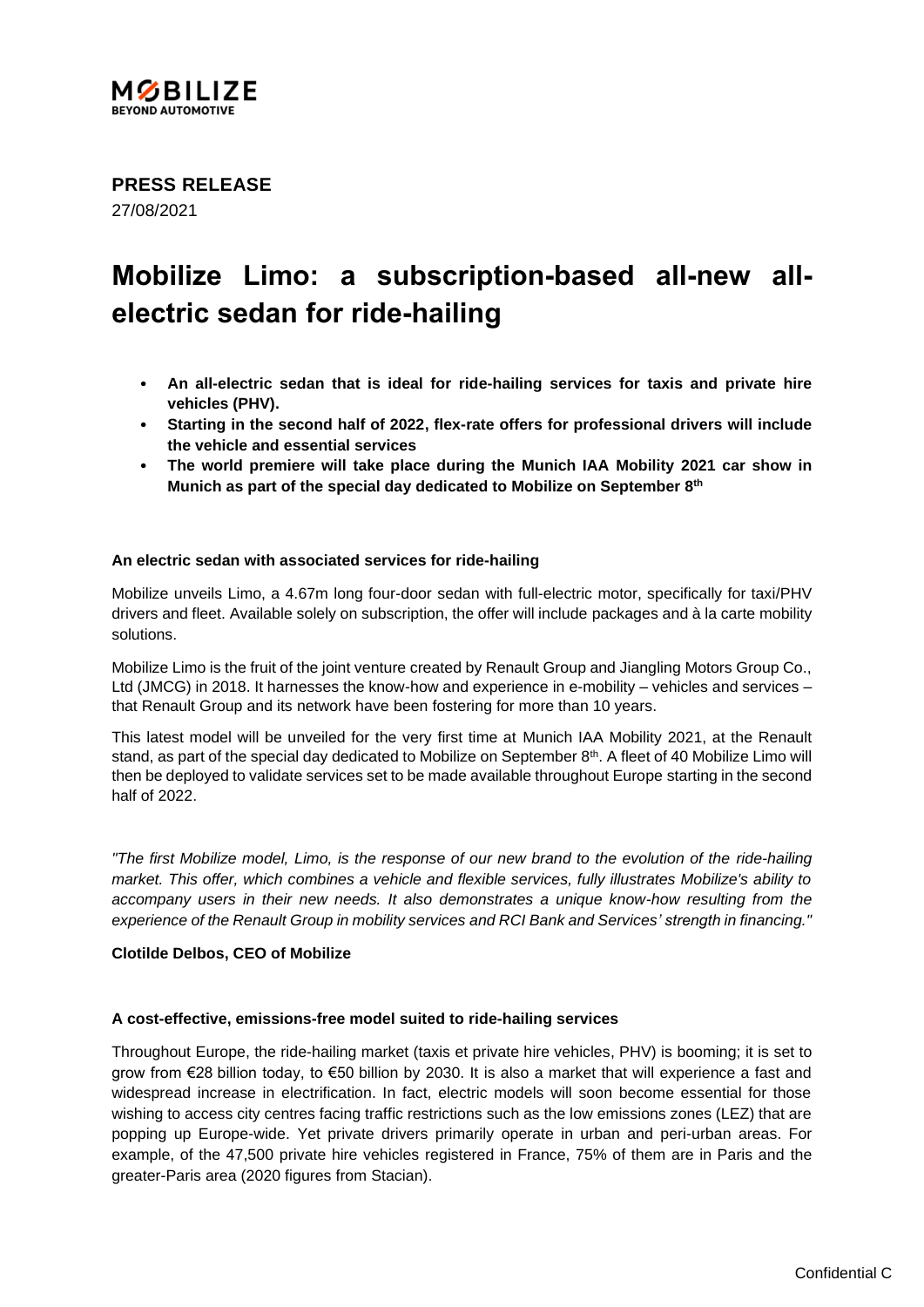**MOBILIZE**
**BEYOND AUTOMOTIVE**

**PRESS RELEASE**
27/08/2021

# Mobilize Limo: a subscription-based all-new all-electric sedan for ride-hailing

- **An all-electric sedan that is ideal for ride-hailing services for taxis and private hire vehicles (PHV).**
- **Starting in the second half of 2022, flex-rate offers for professional drivers will include the vehicle and essential services**
- **The world premiere will take place during the Munich IAA Mobility 2021 car show in Munich as part of the special day dedicated to Mobilize on September 8th**

### An electric sedan with associated services for ride-hailing

Mobilize unveils Limo, a 4.67m long four-door sedan with full-electric motor, specifically for taxi/PHV drivers and fleet. Available solely on subscription, the offer will include packages and à la carte mobility solutions.

Mobilize Limo is the fruit of the joint venture created by Renault Group and Jiangling Motors Group Co., Ltd (JMCG) in 2018. It harnesses the know-how and experience in e-mobility – vehicles and services – that Renault Group and its network have been fostering for more than 10 years.

This latest model will be unveiled for the very first time at Munich IAA Mobility 2021, at the Renault stand, as part of the special day dedicated to Mobilize on September 8th. A fleet of 40 Mobilize Limo will then be deployed to validate services set to be made available throughout Europe starting in the second half of 2022.

*"The first Mobilize model, Limo, is the response of our new brand to the evolution of the ride-hailing market. This offer, which combines a vehicle and flexible services, fully illustrates Mobilize's ability to accompany users in their new needs. It also demonstrates a unique know-how resulting from the experience of the Renault Group in mobility services and RCI Bank and Services' strength in financing."*

**Clotilde Delbos, CEO of Mobilize**

### A cost-effective, emissions-free model suited to ride-hailing services

Throughout Europe, the ride-hailing market (taxis et private hire vehicles, PHV) is booming; it is set to grow from €28 billion today, to €50 billion by 2030. It is also a market that will experience a fast and widespread increase in electrification. In fact, electric models will soon become essential for those wishing to access city centres facing traffic restrictions such as the low emissions zones (LEZ) that are popping up Europe-wide. Yet private drivers primarily operate in urban and peri-urban areas. For example, of the 47,500 private hire vehicles registered in France, 75% of them are in Paris and the greater-Paris area (2020 figures from Stacian).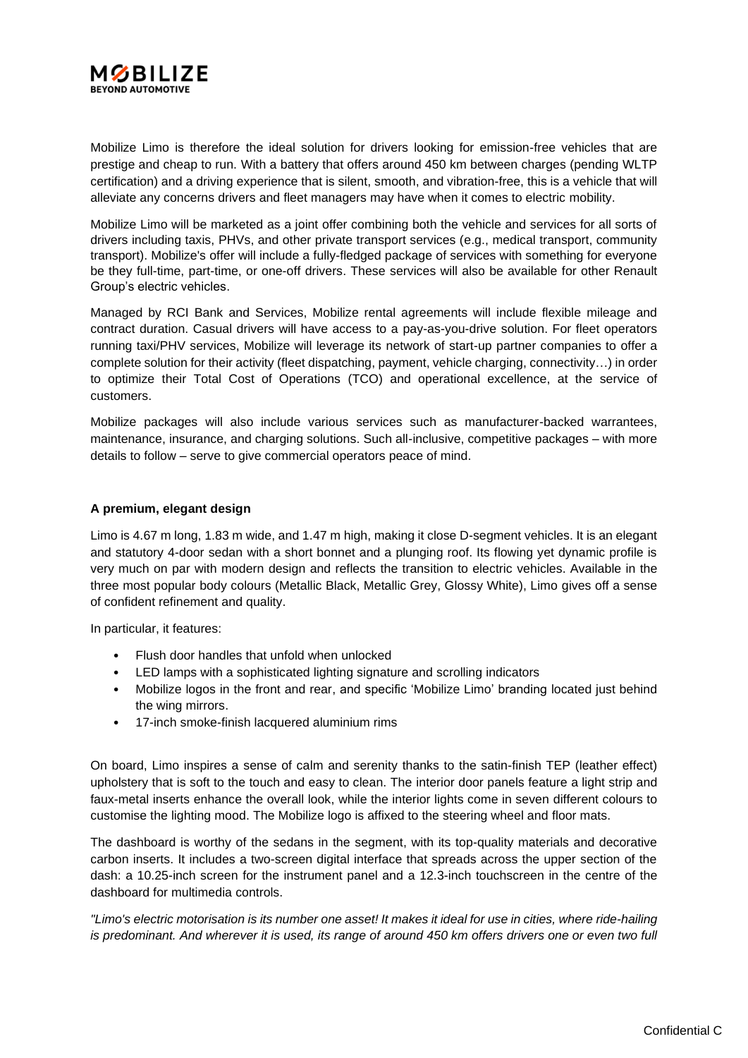Mobilize Limo is therefore the ideal solution for drivers looking for emission-free vehicles that are prestige and cheap to run. With a battery that offers around 450 km between charges (pending WLTP certification) and a driving experience that is silent, smooth, and vibration-free, this is a vehicle that will alleviate any concerns drivers and fleet managers may have when it comes to electric mobility.

Mobilize Limo will be marketed as a joint offer combining both the vehicle and services for all sorts of drivers including taxis, PHVs, and other private transport services (e.g., medical transport, community transport). Mobilize's offer will include a fully-fledged package of services with something for everyone be they full-time, part-time, or one-off drivers. These services will also be available for other Renault Group's electric vehicles.

Managed by RCI Bank and Services, Mobilize rental agreements will include flexible mileage and contract duration. Casual drivers will have access to a pay-as-you-drive solution. For fleet operators running taxi/PHV services, Mobilize will leverage its network of start-up partner companies to offer a complete solution for their activity (fleet dispatching, payment, vehicle charging, connectivity…) in order to optimize their Total Cost of Operations (TCO) and operational excellence, at the service of customers.

Mobilize packages will also include various services such as manufacturer-backed warrantees, maintenance, insurance, and charging solutions. Such all-inclusive, competitive packages – with more details to follow – serve to give commercial operators peace of mind.

**A premium, elegant design**

Limo is 4.67 m long, 1.83 m wide, and 1.47 m high, making it close D-segment vehicles. It is an elegant and statutory 4-door sedan with a short bonnet and a plunging roof. Its flowing yet dynamic profile is very much on par with modern design and reflects the transition to electric vehicles. Available in the three most popular body colours (Metallic Black, Metallic Grey, Glossy White), Limo gives off a sense of confident refinement and quality.

In particular, it features:

- Flush door handles that unfold when unlocked
- LED lamps with a sophisticated lighting signature and scrolling indicators
- Mobilize logos in the front and rear, and specific 'Mobilize Limo' branding located just behind the wing mirrors.
- 17-inch smoke-finish lacquered aluminium rims

On board, Limo inspires a sense of calm and serenity thanks to the satin-finish TEP (leather effect) upholstery that is soft to the touch and easy to clean. The interior door panels feature a light strip and faux-metal inserts enhance the overall look, while the interior lights come in seven different colours to customise the lighting mood. The Mobilize logo is affixed to the steering wheel and floor mats.

The dashboard is worthy of the sedans in the segment, with its top-quality materials and decorative carbon inserts. It includes a two-screen digital interface that spreads across the upper section of the dash: a 10.25-inch screen for the instrument panel and a 12.3-inch touchscreen in the centre of the dashboard for multimedia controls.

*"Limo's electric motorisation is its number one asset! It makes it ideal for use in cities, where ride-hailing is predominant. And wherever it is used, its range of around 450 km offers drivers one or even two full*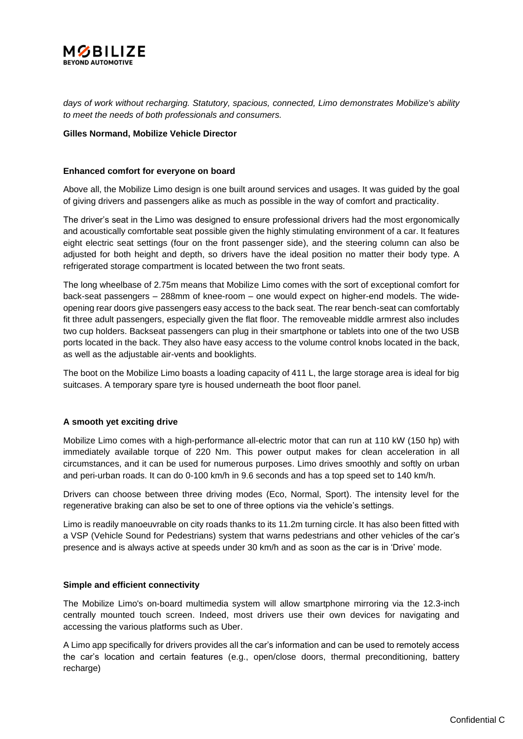*days of work without recharging. Statutory, spacious, connected, Limo demonstrates Mobilize's ability to meet the needs of both professionals and consumers.*

**Gilles Normand, Mobilize Vehicle Director**

**Enhanced comfort for everyone on board**

Above all, the Mobilize Limo design is one built around services and usages. It was guided by the goal of giving drivers and passengers alike as much as possible in the way of comfort and practicality.

The driver's seat in the Limo was designed to ensure professional drivers had the most ergonomically and acoustically comfortable seat possible given the highly stimulating environment of a car. It features eight electric seat settings (four on the front passenger side), and the steering column can also be adjusted for both height and depth, so drivers have the ideal position no matter their body type. A refrigerated storage compartment is located between the two front seats.

The long wheelbase of 2.75m means that Mobilize Limo comes with the sort of exceptional comfort for back-seat passengers – 288mm of knee-room – one would expect on higher-end models. The wide-opening rear doors give passengers easy access to the back seat. The rear bench-seat can comfortably fit three adult passengers, especially given the flat floor. The removeable middle armrest also includes two cup holders. Backseat passengers can plug in their smartphone or tablets into one of the two USB ports located in the back. They also have easy access to the volume control knobs located in the back, as well as the adjustable air-vents and booklights.

The boot on the Mobilize Limo boasts a loading capacity of 411 L, the large storage area is ideal for big suitcases. A temporary spare tyre is housed underneath the boot floor panel.

**A smooth yet exciting drive**

Mobilize Limo comes with a high-performance all-electric motor that can run at 110 kW (150 hp) with immediately available torque of 220 Nm. This power output makes for clean acceleration in all circumstances, and it can be used for numerous purposes. Limo drives smoothly and softly on urban and peri-urban roads. It can do 0-100 km/h in 9.6 seconds and has a top speed set to 140 km/h.

Drivers can choose between three driving modes (Eco, Normal, Sport). The intensity level for the regenerative braking can also be set to one of three options via the vehicle's settings.

Limo is readily manoeuvrable on city roads thanks to its 11.2m turning circle. It has also been fitted with a VSP (Vehicle Sound for Pedestrians) system that warns pedestrians and other vehicles of the car's presence and is always active at speeds under 30 km/h and as soon as the car is in 'Drive' mode.

**Simple and efficient connectivity**

The Mobilize Limo's on-board multimedia system will allow smartphone mirroring via the 12.3-inch centrally mounted touch screen. Indeed, most drivers use their own devices for navigating and accessing the various platforms such as Uber.

A Limo app specifically for drivers provides all the car's information and can be used to remotely access the car's location and certain features (e.g., open/close doors, thermal preconditioning, battery recharge)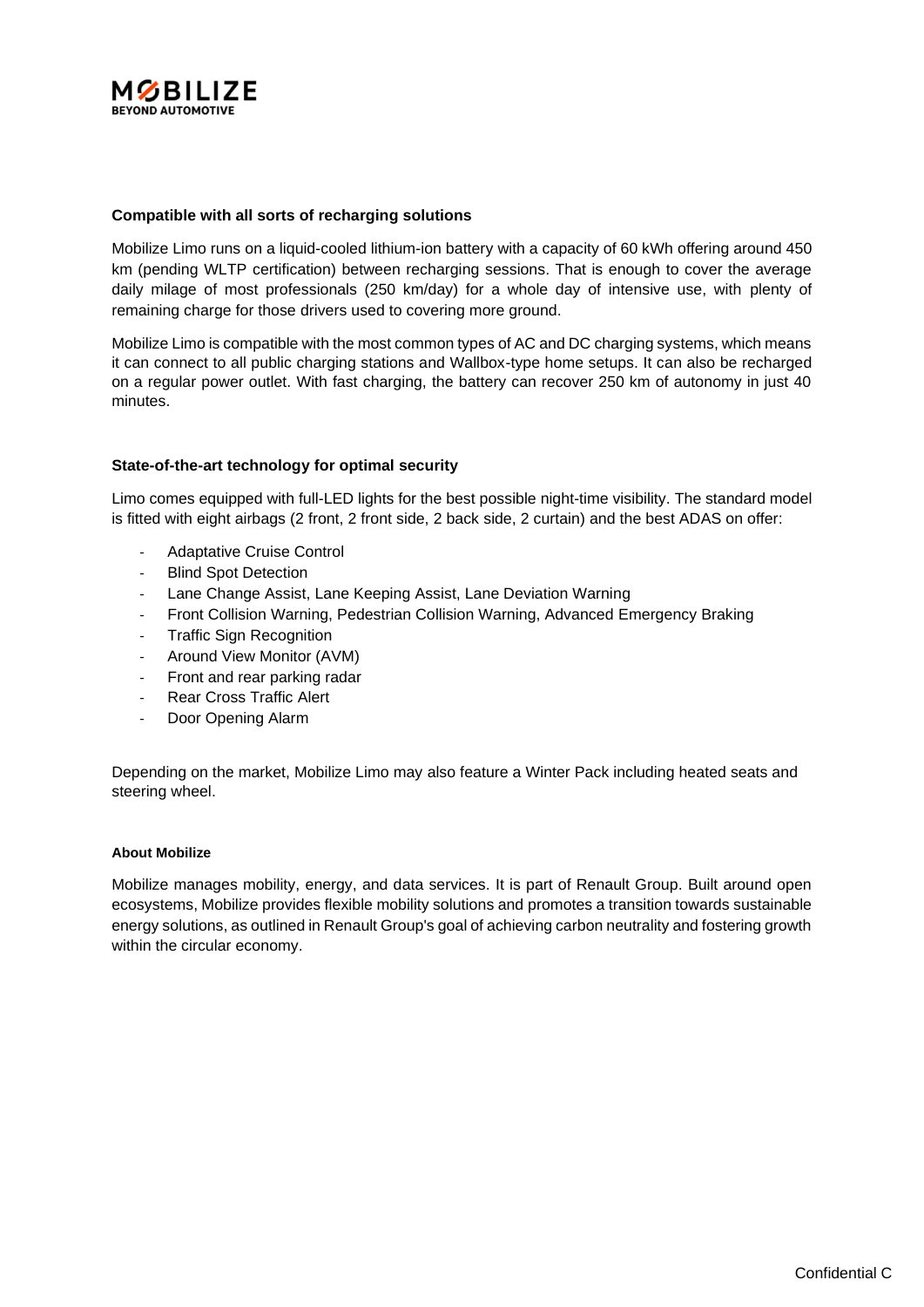**Compatible with all sorts of recharging solutions**

Mobilize Limo runs on a liquid-cooled lithium-ion battery with a capacity of 60 kWh offering around 450 km (pending WLTP certification) between recharging sessions. That is enough to cover the average daily milage of most professionals (250 km/day) for a whole day of intensive use, with plenty of remaining charge for those drivers used to covering more ground.

Mobilize Limo is compatible with the most common types of AC and DC charging systems, which means it can connect to all public charging stations and Wallbox-type home setups. It can also be recharged on a regular power outlet. With fast charging, the battery can recover 250 km of autonomy in just 40 minutes.

**State-of-the-art technology for optimal security**

Limo comes equipped with full-LED lights for the best possible night-time visibility. The standard model is fitted with eight airbags (2 front, 2 front side, 2 back side, 2 curtain) and the best ADAS on offer:

- Adaptative Cruise Control
- Blind Spot Detection
- Lane Change Assist, Lane Keeping Assist, Lane Deviation Warning
- Front Collision Warning, Pedestrian Collision Warning, Advanced Emergency Braking
- Traffic Sign Recognition
- Around View Monitor (AVM)
- Front and rear parking radar
- Rear Cross Traffic Alert
- Door Opening Alarm

Depending on the market, Mobilize Limo may also feature a Winter Pack including heated seats and steering wheel.

**About Mobilize**

Mobilize manages mobility, energy, and data services. It is part of Renault Group. Built around open ecosystems, Mobilize provides flexible mobility solutions and promotes a transition towards sustainable energy solutions, as outlined in Renault Group's goal of achieving carbon neutrality and fostering growth within the circular economy.